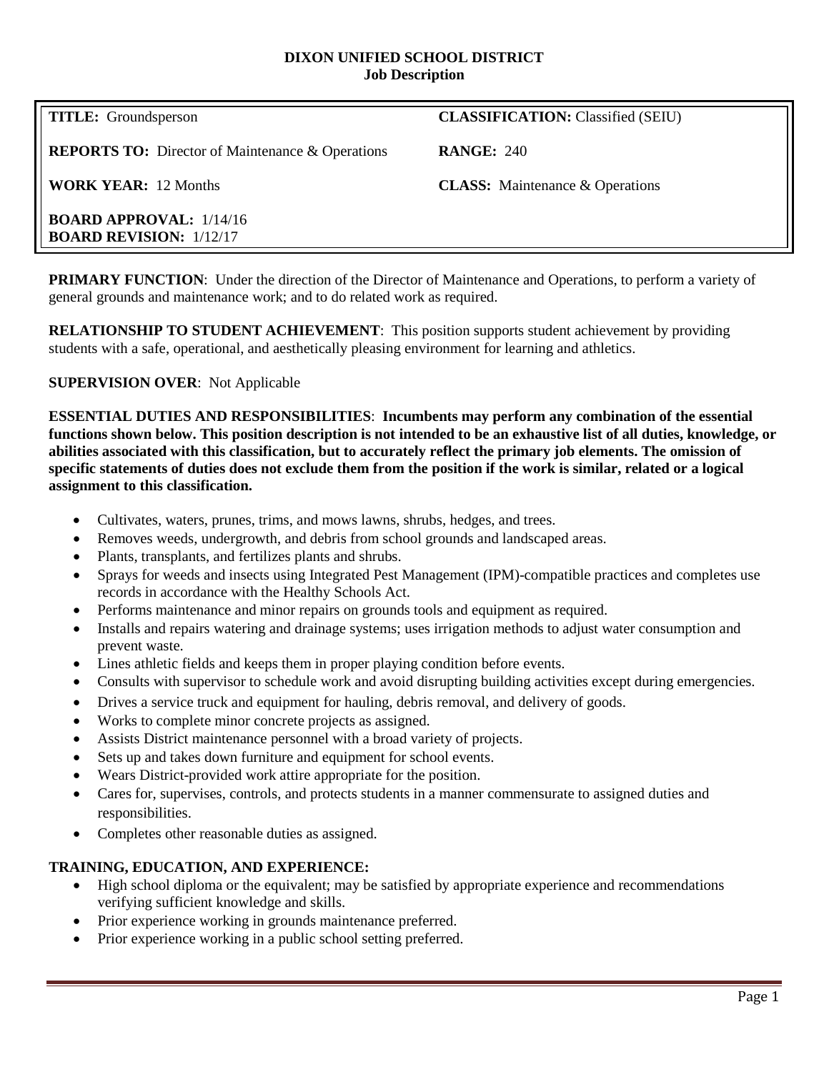# DIXON UNIFIED SCHOOL DISTRICT

## Job Description

| | |
|---|---|
| **TITLE:** Groundsperson | **CLASSIFICATION:** Classified (SEIU) |
| **REPORTS TO:** Director of Maintenance & Operations | **RANGE:** 240 |
| **WORK YEAR:** 12 Months | **CLASS:** Maintenance & Operations |
| **BOARD APPROVAL:** 1/14/16<br>**BOARD REVISION:** 1/12/17 | |

**PRIMARY FUNCTION**: Under the direction of the Director of Maintenance and Operations, to perform a variety of general grounds and maintenance work; and to do related work as required.

**RELATIONSHIP TO STUDENT ACHIEVEMENT**: This position supports student achievement by providing students with a safe, operational, and aesthetically pleasing environment for learning and athletics.

**SUPERVISION OVER**: Not Applicable

**ESSENTIAL DUTIES AND RESPONSIBILITIES**: **Incumbents may perform any combination of the essential functions shown below. This position description is not intended to be an exhaustive list of all duties, knowledge, or abilities associated with this classification, but to accurately reflect the primary job elements. The omission of specific statements of duties does not exclude them from the position if the work is similar, related or a logical assignment to this classification.**

- Cultivates, waters, prunes, trims, and mows lawns, shrubs, hedges, and trees.
- Removes weeds, undergrowth, and debris from school grounds and landscaped areas.
- Plants, transplants, and fertilizes plants and shrubs.
- Sprays for weeds and insects using Integrated Pest Management (IPM)-compatible practices and completes use records in accordance with the Healthy Schools Act.
- Performs maintenance and minor repairs on grounds tools and equipment as required.
- Installs and repairs watering and drainage systems; uses irrigation methods to adjust water consumption and prevent waste.
- Lines athletic fields and keeps them in proper playing condition before events.
- Consults with supervisor to schedule work and avoid disrupting building activities except during emergencies.
- Drives a service truck and equipment for hauling, debris removal, and delivery of goods.
- Works to complete minor concrete projects as assigned.
- Assists District maintenance personnel with a broad variety of projects.
- Sets up and takes down furniture and equipment for school events.
- Wears District-provided work attire appropriate for the position.
- Cares for, supervises, controls, and protects students in a manner commensurate to assigned duties and responsibilities.
- Completes other reasonable duties as assigned.

**TRAINING, EDUCATION, AND EXPERIENCE:**

- High school diploma or the equivalent; may be satisfied by appropriate experience and recommendations verifying sufficient knowledge and skills.
- Prior experience working in grounds maintenance preferred.
- Prior experience working in a public school setting preferred.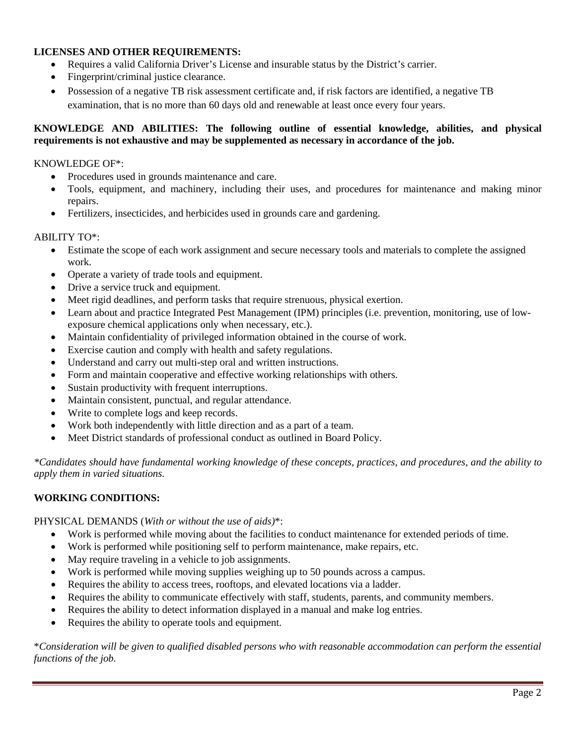**LICENSES AND OTHER REQUIREMENTS:**

- Requires a valid California Driver's License and insurable status by the District's carrier.
- Fingerprint/criminal justice clearance.
- Possession of a negative TB risk assessment certificate and, if risk factors are identified, a negative TB examination, that is no more than 60 days old and renewable at least once every four years.

**KNOWLEDGE AND ABILITIES: The following outline of essential knowledge, abilities, and physical requirements is not exhaustive and may be supplemented as necessary in accordance of the job.**

KNOWLEDGE OF*:

- Procedures used in grounds maintenance and care.
- Tools, equipment, and machinery, including their uses, and procedures for maintenance and making minor repairs.
- Fertilizers, insecticides, and herbicides used in grounds care and gardening.

ABILITY TO*:

- Estimate the scope of each work assignment and secure necessary tools and materials to complete the assigned work.
- Operate a variety of trade tools and equipment.
- Drive a service truck and equipment.
- Meet rigid deadlines, and perform tasks that require strenuous, physical exertion.
- Learn about and practice Integrated Pest Management (IPM) principles (i.e. prevention, monitoring, use of low-exposure chemical applications only when necessary, etc.).
- Maintain confidentiality of privileged information obtained in the course of work.
- Exercise caution and comply with health and safety regulations.
- Understand and carry out multi-step oral and written instructions.
- Form and maintain cooperative and effective working relationships with others.
- Sustain productivity with frequent interruptions.
- Maintain consistent, punctual, and regular attendance.
- Write to complete logs and keep records.
- Work both independently with little direction and as a part of a team.
- Meet District standards of professional conduct as outlined in Board Policy.

*\*Candidates should have fundamental working knowledge of these concepts, practices, and procedures, and the ability to apply them in varied situations.*

**WORKING CONDITIONS:**

PHYSICAL DEMANDS (*With or without the use of aids)**:

- Work is performed while moving about the facilities to conduct maintenance for extended periods of time.
- Work is performed while positioning self to perform maintenance, make repairs, etc.
- May require traveling in a vehicle to job assignments.
- Work is performed while moving supplies weighing up to 50 pounds across a campus.
- Requires the ability to access trees, rooftops, and elevated locations via a ladder.
- Requires the ability to communicate effectively with staff, students, parents, and community members.
- Requires the ability to detect information displayed in a manual and make log entries.
- Requires the ability to operate tools and equipment.

\**Consideration will be given to qualified disabled persons who with reasonable accommodation can perform the essential functions of the job.*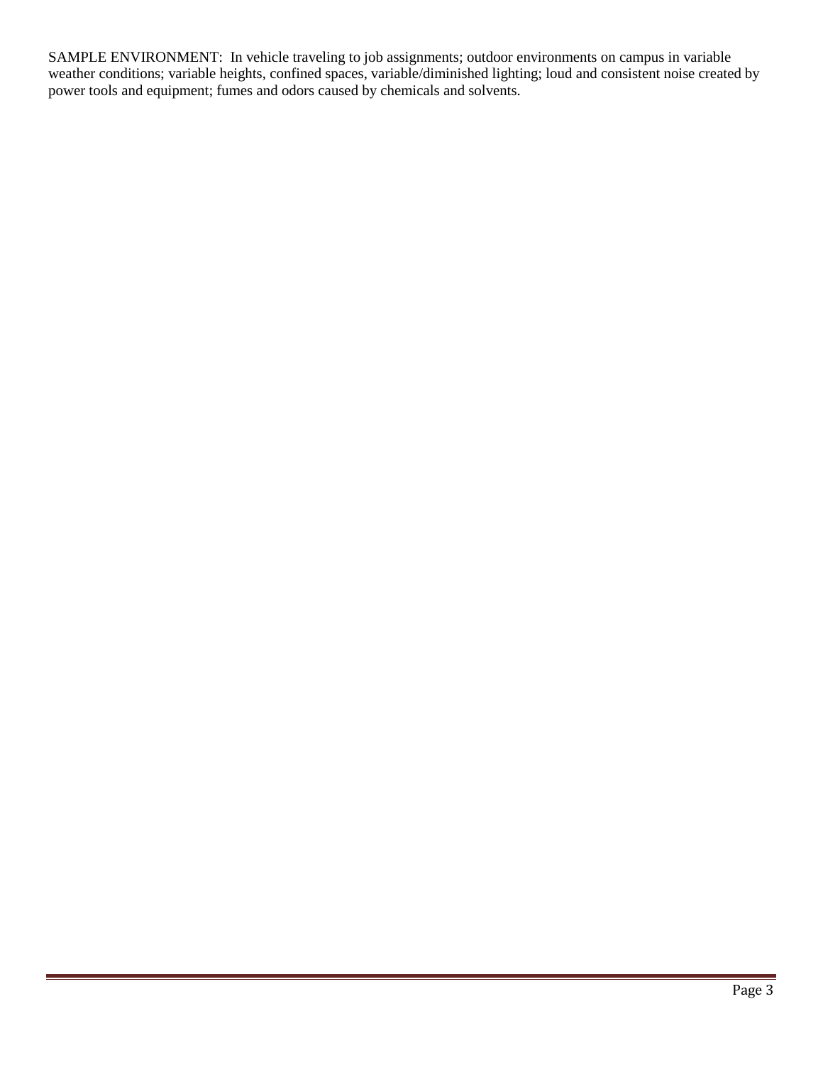SAMPLE ENVIRONMENT: In vehicle traveling to job assignments; outdoor environments on campus in variable weather conditions; variable heights, confined spaces, variable/diminished lighting; loud and consistent noise created by power tools and equipment; fumes and odors caused by chemicals and solvents.